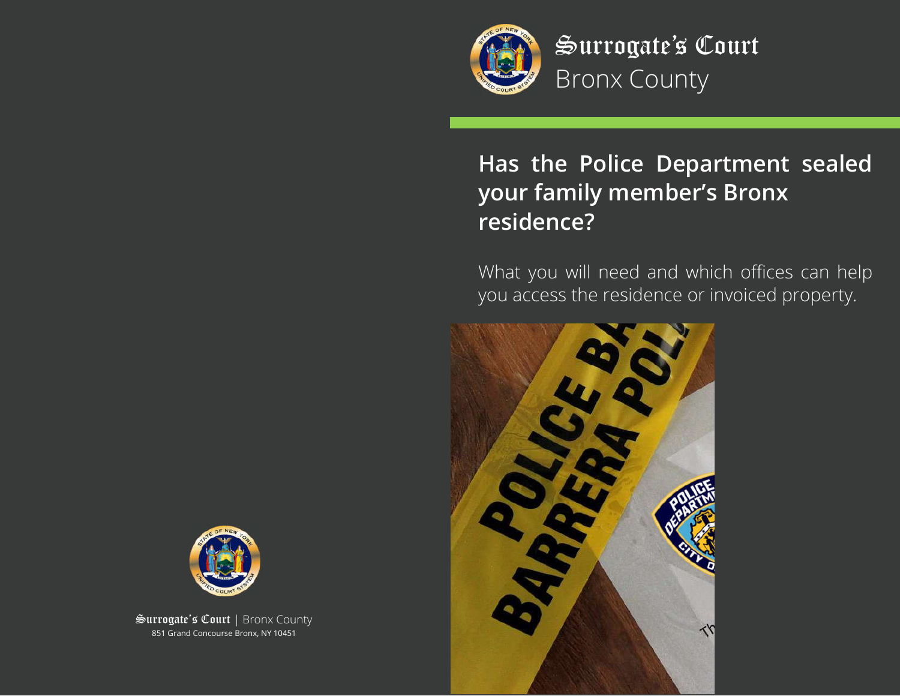# Surrogate's Court
Bronx County

## Has the Police Department sealed your family member's Bronx residence?

What you will need and which offices can help you access the residence or invoiced property.

Surrogate's Court | Bronx County
851 Grand Concourse Bronx, NY 10451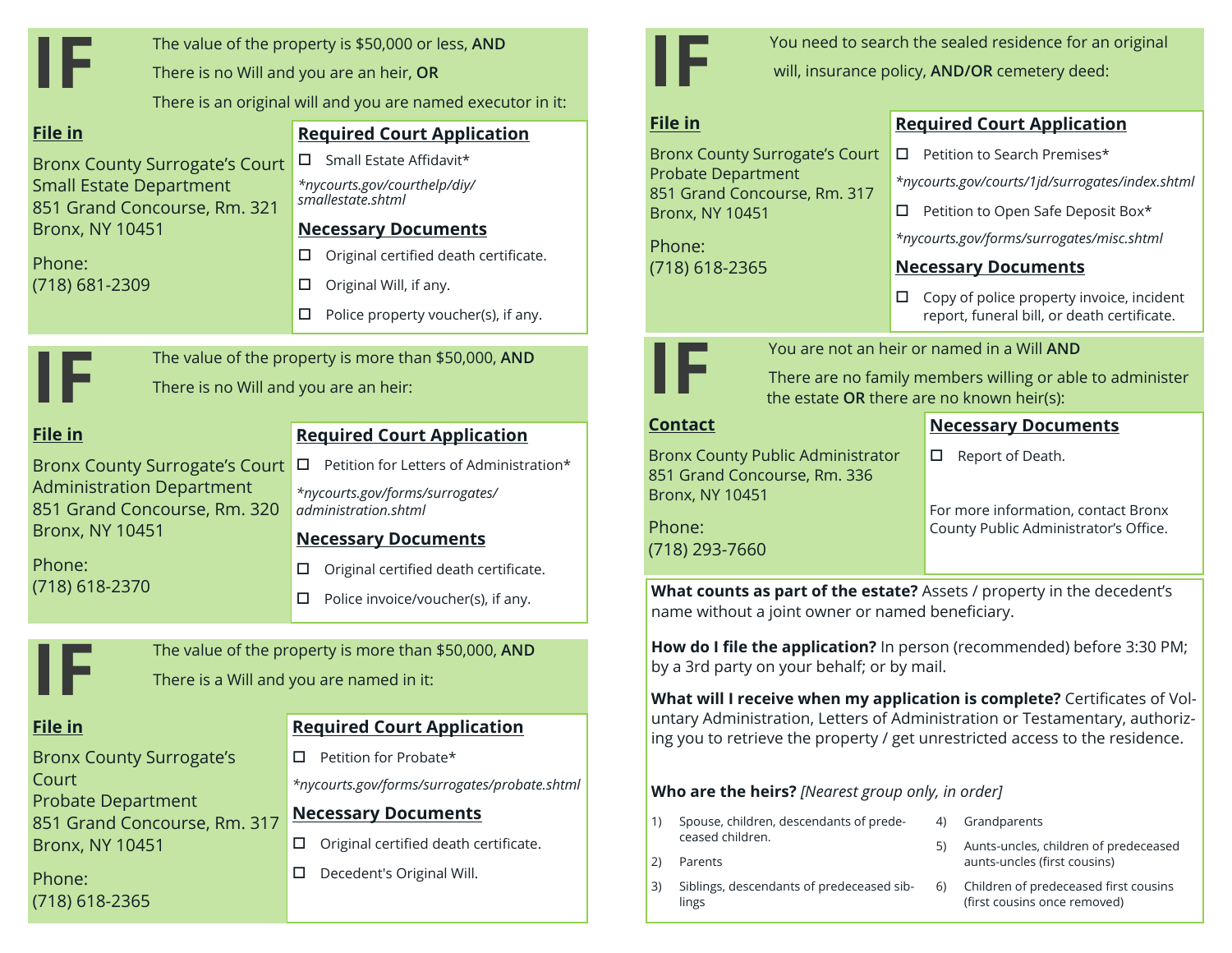# IF

The value of the property is $50,000 or less, **AND**

There is no Will and you are an heir, **OR**

There is an original will and you are named executor in it:

**File in**

Bronx County Surrogate's Court
Small Estate Department
851 Grand Concourse, Rm. 321
Bronx, NY 10451

Phone:
(718) 681-2309

**Required Court Application**

- ☐ Small Estate Affidavit*

*\*nycourts.gov/courthelp/diy/smallestate.shtml*

**Necessary Documents**

- ☐ Original certified death certificate.
- ☐ Original Will, if any.
- ☐ Police property voucher(s), if any.

# IF

The value of the property is more than $50,000, **AND**

There is no Will and you are an heir:

**File in**

Bronx County Surrogate's Court
Administration Department
851 Grand Concourse, Rm. 320
Bronx, NY 10451

Phone:
(718) 618-2370

**Required Court Application**

- ☐ Petition for Letters of Administration*

*\*nycourts.gov/forms/surrogates/administration.shtml*

**Necessary Documents**

- ☐ Original certified death certificate.
- ☐ Police invoice/voucher(s), if any.

# IF

The value of the property is more than $50,000, **AND**

There is a Will and you are named in it:

**File in**

Bronx County Surrogate's Court
Probate Department
851 Grand Concourse, Rm. 317
Bronx, NY 10451

Phone:
(718) 618-2365

**Required Court Application**

- ☐ Petition for Probate*

*\*nycourts.gov/forms/surrogates/probate.shtml*

**Necessary Documents**

- ☐ Original certified death certificate.
- ☐ Decedent's Original Will.

# IF

You need to search the sealed residence for an original will, insurance policy, **AND/OR** cemetery deed:

**File in**

Bronx County Surrogate's Court
Probate Department
851 Grand Concourse, Rm. 317
Bronx, NY 10451

Phone:
(718) 618-2365

**Required Court Application**

- ☐ Petition to Search Premises*

*\*nycourts.gov/courts/1jd/surrogates/index.shtml*

- ☐ Petition to Open Safe Deposit Box*

*\*nycourts.gov/forms/surrogates/misc.shtml*

**Necessary Documents**

- ☐ Copy of police property invoice, incident report, funeral bill, or death certificate.

# IF

You are not an heir or named in a Will **AND**

There are no family members willing or able to administer the estate **OR** there are no known heir(s):

**Contact**

Bronx County Public Administrator
851 Grand Concourse, Rm. 336
Bronx, NY 10451

Phone:
(718) 293-7660

**Necessary Documents**

- ☐ Report of Death.

For more information, contact Bronx County Public Administrator's Office.

**What counts as part of the estate?** Assets / property in the decedent's name without a joint owner or named beneficiary.

**How do I file the application?** In person (recommended) before 3:30 PM; by a 3rd party on your behalf; or by mail.

**What will I receive when my application is complete?** Certificates of Voluntary Administration, Letters of Administration or Testamentary, authorizing you to retrieve the property / get unrestricted access to the residence.

**Who are the heirs?** *[Nearest group only, in order]*

1) Spouse, children, descendants of predeceased children.
2) Parents
3) Siblings, descendants of predeceased siblings
4) Grandparents
5) Aunts-uncles, children of predeceased aunts-uncles (first cousins)
6) Children of predeceased first cousins (first cousins once removed)